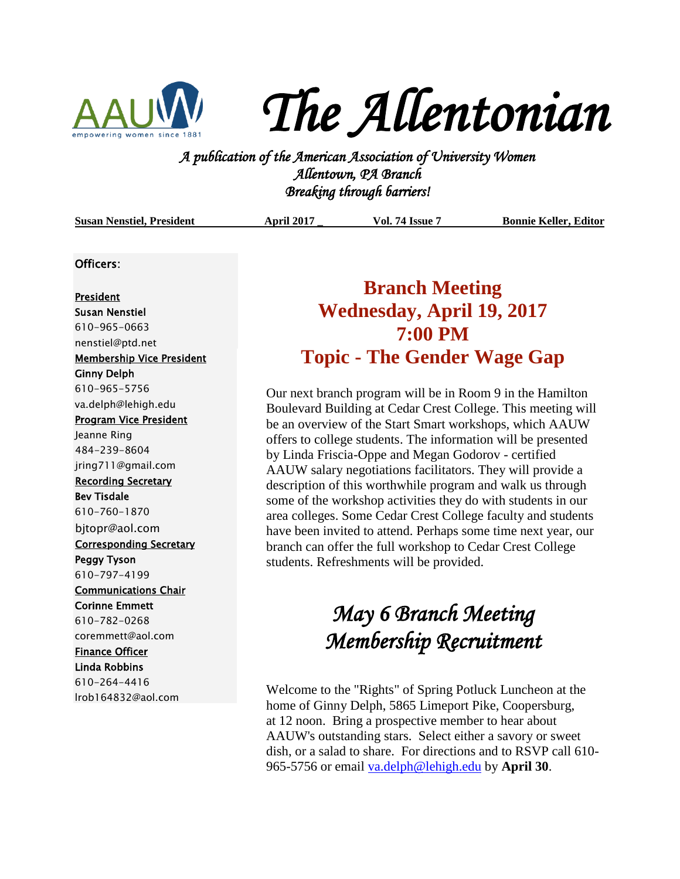# The Allentonian

*A publication of the American Association of University Women*
*Allentown, PA Branch*
*Breaking through barriers!*

**Susan Nenstiel, President** | **April 2017** | **Vol. 74 Issue 7** | **Bonnie Keller, Editor**

Officers:

President
**Susan Nenstiel**
610-965-0663
nenstiel@ptd.net

Membership Vice President
**Ginny Delph**
610-965-5756
va.delph@lehigh.edu

Program Vice President
Jeanne Ring
484-239-8604
jring711@gmail.com

Recording Secretary
**Bev Tisdale**
610-760-1870
bjtopr@aol.com

Corresponding Secretary
**Peggy Tyson**
610-797-4199

Communications Chair
**Corinne Emmett**
610-782-0268
coremmett@aol.com

Finance Officer
**Linda Robbins**
610-264-4416
lrob164832@aol.com

## Branch Meeting
## Wednesday, April 19, 2017
## 7:00 PM
## Topic - The Gender Wage Gap

Our next branch program will be in Room 9 in the Hamilton Boulevard Building at Cedar Crest College. This meeting will be an overview of the Start Smart workshops, which AAUW offers to college students. The information will be presented by Linda Friscia-Oppe and Megan Godorov - certified AAUW salary negotiations facilitators. They will provide a description of this worthwhile program and walk us through some of the workshop activities they do with students in our area colleges. Some Cedar Crest College faculty and students have been invited to attend. Perhaps some time next year, our branch can offer the full workshop to Cedar Crest College students. Refreshments will be provided.

## *May 6 Branch Meeting*
## *Membership Recruitment*

Welcome to the "Rights" of Spring Potluck Luncheon at the home of Ginny Delph, 5865 Limeport Pike, Coopersburg, at 12 noon. Bring a prospective member to hear about AAUW's outstanding stars. Select either a savory or sweet dish, or a salad to share. For directions and to RSVP call 610-965-5756 or email va.delph@lehigh.edu by **April 30**.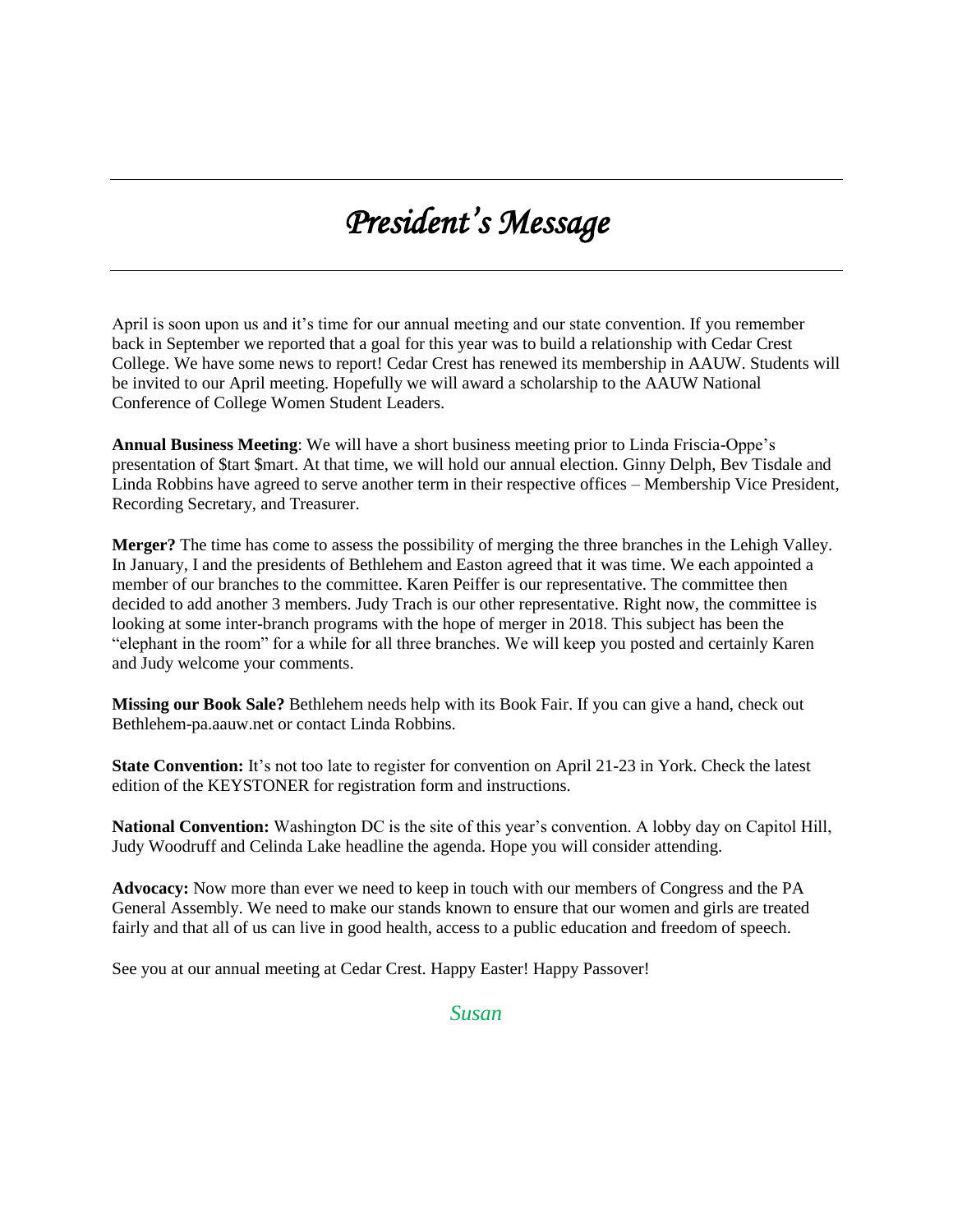# *President's Message*

April is soon upon us and it's time for our annual meeting and our state convention. If you remember back in September we reported that a goal for this year was to build a relationship with Cedar Crest College. We have some news to report! Cedar Crest has renewed its membership in AAUW. Students will be invited to our April meeting. Hopefully we will award a scholarship to the AAUW National Conference of College Women Student Leaders.

**Annual Business Meeting**: We will have a short business meeting prior to Linda Friscia-Oppe's presentation of $tart $mart. At that time, we will hold our annual election. Ginny Delph, Bev Tisdale and Linda Robbins have agreed to serve another term in their respective offices – Membership Vice President, Recording Secretary, and Treasurer.

**Merger?** The time has come to assess the possibility of merging the three branches in the Lehigh Valley. In January, I and the presidents of Bethlehem and Easton agreed that it was time. We each appointed a member of our branches to the committee. Karen Peiffer is our representative. The committee then decided to add another 3 members. Judy Trach is our other representative. Right now, the committee is looking at some inter-branch programs with the hope of merger in 2018. This subject has been the "elephant in the room" for a while for all three branches. We will keep you posted and certainly Karen and Judy welcome your comments.

**Missing our Book Sale?** Bethlehem needs help with its Book Fair. If you can give a hand, check out Bethlehem-pa.aauw.net or contact Linda Robbins.

**State Convention:** It's not too late to register for convention on April 21-23 in York. Check the latest edition of the KEYSTONER for registration form and instructions.

**National Convention:** Washington DC is the site of this year's convention. A lobby day on Capitol Hill, Judy Woodruff and Celinda Lake headline the agenda. Hope you will consider attending.

**Advocacy:** Now more than ever we need to keep in touch with our members of Congress and the PA General Assembly. We need to make our stands known to ensure that our women and girls are treated fairly and that all of us can live in good health, access to a public education and freedom of speech.

See you at our annual meeting at Cedar Crest. Happy Easter! Happy Passover!

*Susan*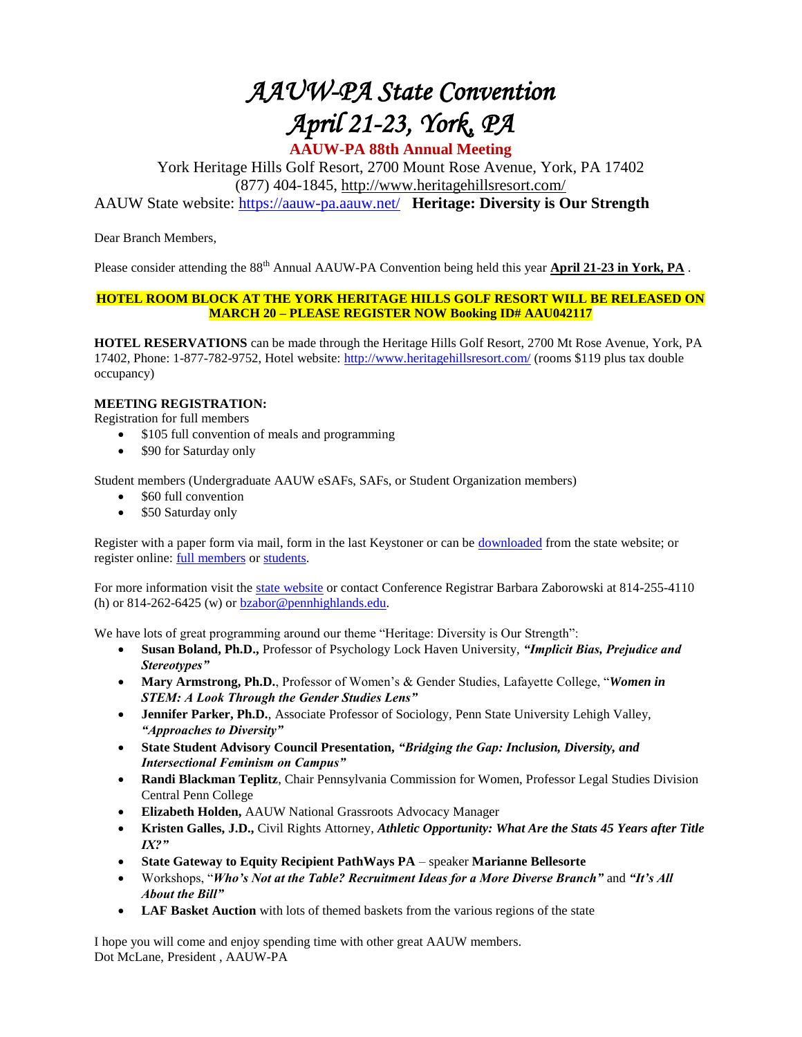# *AAUW-PA State Convention*
# *April 21-23, York, PA*

**AAUW-PA 88th Annual Meeting**

York Heritage Hills Golf Resort, 2700 Mount Rose Avenue, York, PA 17402
(877) 404-1845, http://www.heritagehillsresort.com/
AAUW State website: https://aauw-pa.aauw.net/ **Heritage: Diversity is Our Strength**

Dear Branch Members,

Please consider attending the 88th Annual AAUW-PA Convention being held this year **April 21-23 in York, PA** .

**HOTEL ROOM BLOCK AT THE YORK HERITAGE HILLS GOLF RESORT WILL BE RELEASED ON MARCH 20 – PLEASE REGISTER NOW Booking ID# AAU042117**

**HOTEL RESERVATIONS** can be made through the Heritage Hills Golf Resort, 2700 Mt Rose Avenue, York, PA 17402, Phone: 1-877-782-9752, Hotel website: http://www.heritagehillsresort.com/ (rooms $119 plus tax double occupancy)

**MEETING REGISTRATION:**
Registration for full members

- $105 full convention of meals and programming
- $90 for Saturday only

Student members (Undergraduate AAUW eSAFs, SAFs, or Student Organization members)

- $60 full convention
- $50 Saturday only

Register with a paper form via mail, form in the last Keystoner or can be downloaded from the state website; or register online: full members or students.

For more information visit the state website or contact Conference Registrar Barbara Zaborowski at 814-255-4110 (h) or 814-262-6425 (w) or bzabor@pennhighlands.edu.

We have lots of great programming around our theme "Heritage: Diversity is Our Strength":

- **Susan Boland, Ph.D.,** Professor of Psychology Lock Haven University, ***"Implicit Bias, Prejudice and Stereotypes"***
- **Mary Armstrong, Ph.D.**, Professor of Women's & Gender Studies, Lafayette College, "***Women in STEM: A Look Through the Gender Studies Lens"***
- **Jennifer Parker, Ph.D.**, Associate Professor of Sociology, Penn State University Lehigh Valley, ***"Approaches to Diversity"***
- **State Student Advisory Council Presentation, *"Bridging the Gap: Inclusion, Diversity, and Intersectional Feminism on Campus"***
- **Randi Blackman Teplitz**, Chair Pennsylvania Commission for Women, Professor Legal Studies Division Central Penn College
- **Elizabeth Holden,** AAUW National Grassroots Advocacy Manager
- **Kristen Galles, J.D.,** Civil Rights Attorney, ***Athletic Opportunity: What Are the Stats 45 Years after Title IX?"***
- **State Gateway to Equity Recipient PathWays PA** – speaker **Marianne Bellesorte**
- Workshops, "***Who's Not at the Table? Recruitment Ideas for a More Diverse Branch"*** and ***"It's All About the Bill"***
- **LAF Basket Auction** with lots of themed baskets from the various regions of the state

I hope you will come and enjoy spending time with other great AAUW members.
Dot McLane, President , AAUW-PA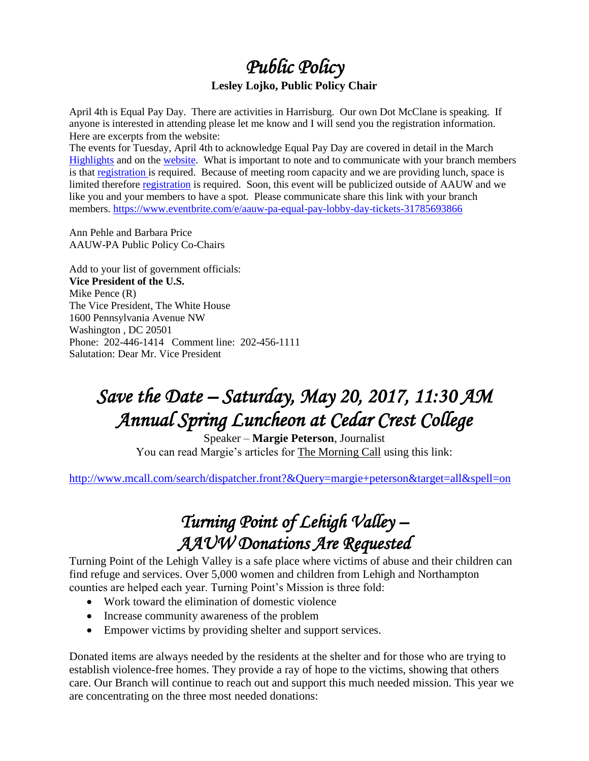# *Public Policy*

**Lesley Lojko, Public Policy Chair**

April 4th is Equal Pay Day. There are activities in Harrisburg. Our own Dot McClane is speaking. If anyone is interested in attending please let me know and I will send you the registration information. Here are excerpts from the website:

The events for Tuesday, April 4th to acknowledge Equal Pay Day are covered in detail in the March Highlights and on the website. What is important to note and to communicate with your branch members is that registration is required. Because of meeting room capacity and we are providing lunch, space is limited therefore registration is required. Soon, this event will be publicized outside of AAUW and we like you and your members to have a spot. Please communicate share this link with your branch members. https://www.eventbrite.com/e/aauw-pa-equal-pay-lobby-day-tickets-31785693866

Ann Pehle and Barbara Price
AAUW-PA Public Policy Co-Chairs

Add to your list of government officials:
**Vice President of the U.S.**
Mike Pence (R)
The Vice President, The White House
1600 Pennsylvania Avenue NW
Washington , DC 20501
Phone: 202-446-1414 Comment line: 202-456-1111
Salutation: Dear Mr. Vice President

# *Save the Date – Saturday, May 20, 2017, 11:30 AM Annual Spring Luncheon at Cedar Crest College*

Speaker – **Margie Peterson**, Journalist
You can read Margie's articles for The Morning Call using this link:

http://www.mcall.com/search/dispatcher.front?&Query=margie+peterson&target=all&spell=on

# *Turning Point of Lehigh Valley – AAUW Donations Are Requested*

Turning Point of the Lehigh Valley is a safe place where victims of abuse and their children can find refuge and services. Over 5,000 women and children from Lehigh and Northampton counties are helped each year. Turning Point's Mission is three fold:

- Work toward the elimination of domestic violence
- Increase community awareness of the problem
- Empower victims by providing shelter and support services.

Donated items are always needed by the residents at the shelter and for those who are trying to establish violence-free homes. They provide a ray of hope to the victims, showing that others care. Our Branch will continue to reach out and support this much needed mission. This year we are concentrating on the three most needed donations: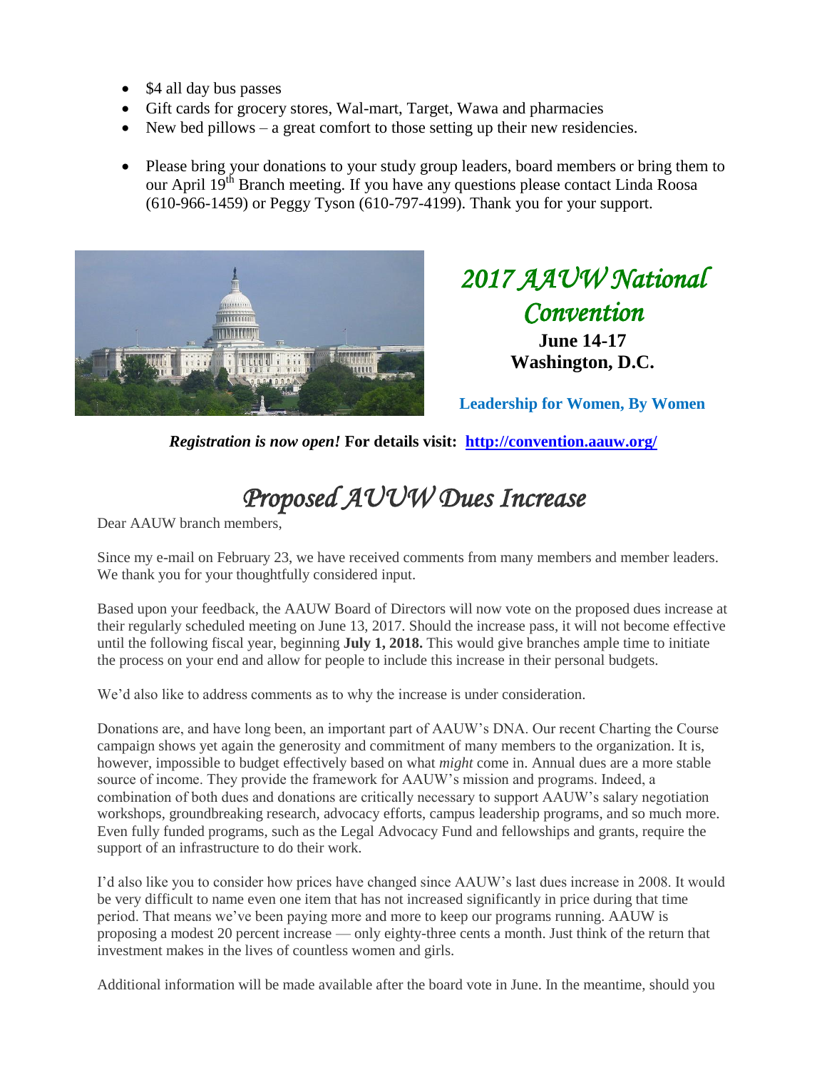- $4 all day bus passes
- Gift cards for grocery stores, Wal-mart, Target, Wawa and pharmacies
- New bed pillows – a great comfort to those setting up their new residencies.

- Please bring your donations to your study group leaders, board members or bring them to our April 19th Branch meeting. If you have any questions please contact Linda Roosa (610-966-1459) or Peggy Tyson (610-797-4199). Thank you for your support.

## *2017 AAUW National Convention*

**June 14-17**
**Washington, D.C.**

**Leadership for Women, By Women**

***Registration is now open!*** **For details visit: [http://convention.aauw.org/](http://convention.aauw.org/)**

# *Proposed AUUW Dues Increase*

Dear AAUW branch members,

Since my e-mail on February 23, we have received comments from many members and member leaders. We thank you for your thoughtfully considered input.

Based upon your feedback, the AAUW Board of Directors will now vote on the proposed dues increase at their regularly scheduled meeting on June 13, 2017. Should the increase pass, it will not become effective until the following fiscal year, beginning **July 1, 2018.** This would give branches ample time to initiate the process on your end and allow for people to include this increase in their personal budgets.

We'd also like to address comments as to why the increase is under consideration.

Donations are, and have long been, an important part of AAUW's DNA. Our recent Charting the Course campaign shows yet again the generosity and commitment of many members to the organization. It is, however, impossible to budget effectively based on what *might* come in. Annual dues are a more stable source of income. They provide the framework for AAUW's mission and programs. Indeed, a combination of both dues and donations are critically necessary to support AAUW's salary negotiation workshops, groundbreaking research, advocacy efforts, campus leadership programs, and so much more. Even fully funded programs, such as the Legal Advocacy Fund and fellowships and grants, require the support of an infrastructure to do their work.

I'd also like you to consider how prices have changed since AAUW's last dues increase in 2008. It would be very difficult to name even one item that has not increased significantly in price during that time period. That means we've been paying more and more to keep our programs running. AAUW is proposing a modest 20 percent increase — only eighty-three cents a month. Just think of the return that investment makes in the lives of countless women and girls.

Additional information will be made available after the board vote in June. In the meantime, should you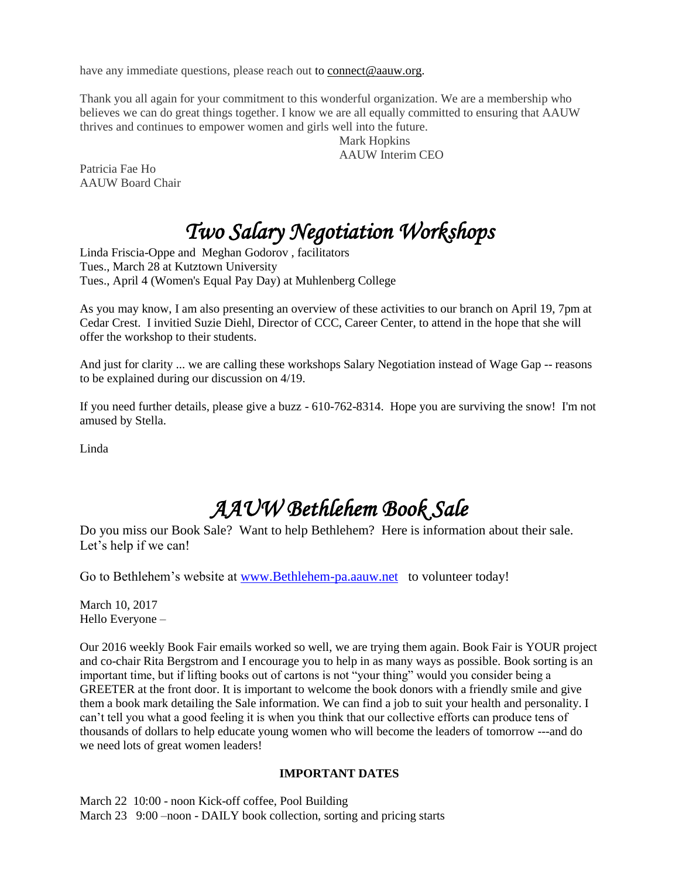have any immediate questions, please reach out to connect@aauw.org.

Thank you all again for your commitment to this wonderful organization. We are a membership who believes we can do great things together. I know we are all equally committed to ensuring that AAUW thrives and continues to empower women and girls well into the future.

Mark Hopkins
AAUW Interim CEO

Patricia Fae Ho
AAUW Board Chair

# *Two Salary Negotiation Workshops*

Linda Friscia-Oppe and Meghan Godorov , facilitators
Tues., March 28 at Kutztown University
Tues., April 4 (Women's Equal Pay Day) at Muhlenberg College

As you may know, I am also presenting an overview of these activities to our branch on April 19, 7pm at Cedar Crest. I invitied Suzie Diehl, Director of CCC, Career Center, to attend in the hope that she will offer the workshop to their students.

And just for clarity ... we are calling these workshops Salary Negotiation instead of Wage Gap -- reasons to be explained during our discussion on 4/19.

If you need further details, please give a buzz - 610-762-8314. Hope you are surviving the snow! I'm not amused by Stella.

Linda

# *AAUW Bethlehem Book Sale*

Do you miss our Book Sale? Want to help Bethlehem? Here is information about their sale. Let's help if we can!

Go to Bethlehem's website at www.Bethlehem-pa.aauw.net to volunteer today!

March 10, 2017
Hello Everyone –

Our 2016 weekly Book Fair emails worked so well, we are trying them again. Book Fair is YOUR project and co-chair Rita Bergstrom and I encourage you to help in as many ways as possible. Book sorting is an important time, but if lifting books out of cartons is not "your thing" would you consider being a GREETER at the front door. It is important to welcome the book donors with a friendly smile and give them a book mark detailing the Sale information. We can find a job to suit your health and personality. I can't tell you what a good feeling it is when you think that our collective efforts can produce tens of thousands of dollars to help educate young women who will become the leaders of tomorrow ---and do we need lots of great women leaders!

**IMPORTANT DATES**

March 22 10:00 - noon Kick-off coffee, Pool Building
March 23 9:00 –noon - DAILY book collection, sorting and pricing starts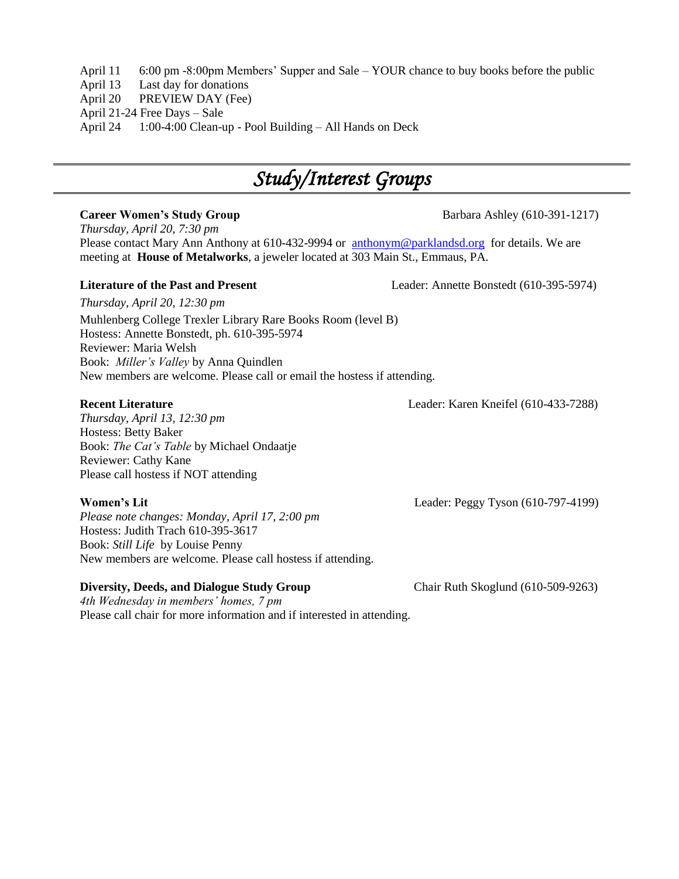April 11 6:00 pm -8:00pm Members' Supper and Sale – YOUR chance to buy books before the public
April 13 Last day for donations
April 20 PREVIEW DAY (Fee)
April 21-24 Free Days – Sale
April 24 1:00-4:00 Clean-up - Pool Building – All Hands on Deck

## *Study/Interest Groups*

**Career Women's Study Group** Barbara Ashley (610-391-1217)
*Thursday, April 20, 7:30 pm*
Please contact Mary Ann Anthony at 610-432-9994 or anthonym@parklandsd.org for details. We are meeting at **House of Metalworks**, a jeweler located at 303 Main St., Emmaus, PA.

**Literature of the Past and Present** Leader: Annette Bonstedt (610-395-5974)
*Thursday, April 20, 12:30 pm*
Muhlenberg College Trexler Library Rare Books Room (level B)
Hostess: Annette Bonstedt, ph. 610-395-5974
Reviewer: Maria Welsh
Book: *Miller's Valley* by Anna Quindlen
New members are welcome. Please call or email the hostess if attending.

**Recent Literature** Leader: Karen Kneifel (610-433-7288)
*Thursday, April 13, 12:30 pm*
Hostess: Betty Baker
Book: *The Cat's Table* by Michael Ondaatje
Reviewer: Cathy Kane
Please call hostess if NOT attending

**Women's Lit** Leader: Peggy Tyson (610-797-4199)
*Please note changes: Monday, April 17, 2:00 pm*
Hostess: Judith Trach 610-395-3617
Book: *Still Life* by Louise Penny
New members are welcome. Please call hostess if attending.

**Diversity, Deeds, and Dialogue Study Group** Chair Ruth Skoglund (610-509-9263)
*4th Wednesday in members' homes, 7 pm*
Please call chair for more information and if interested in attending.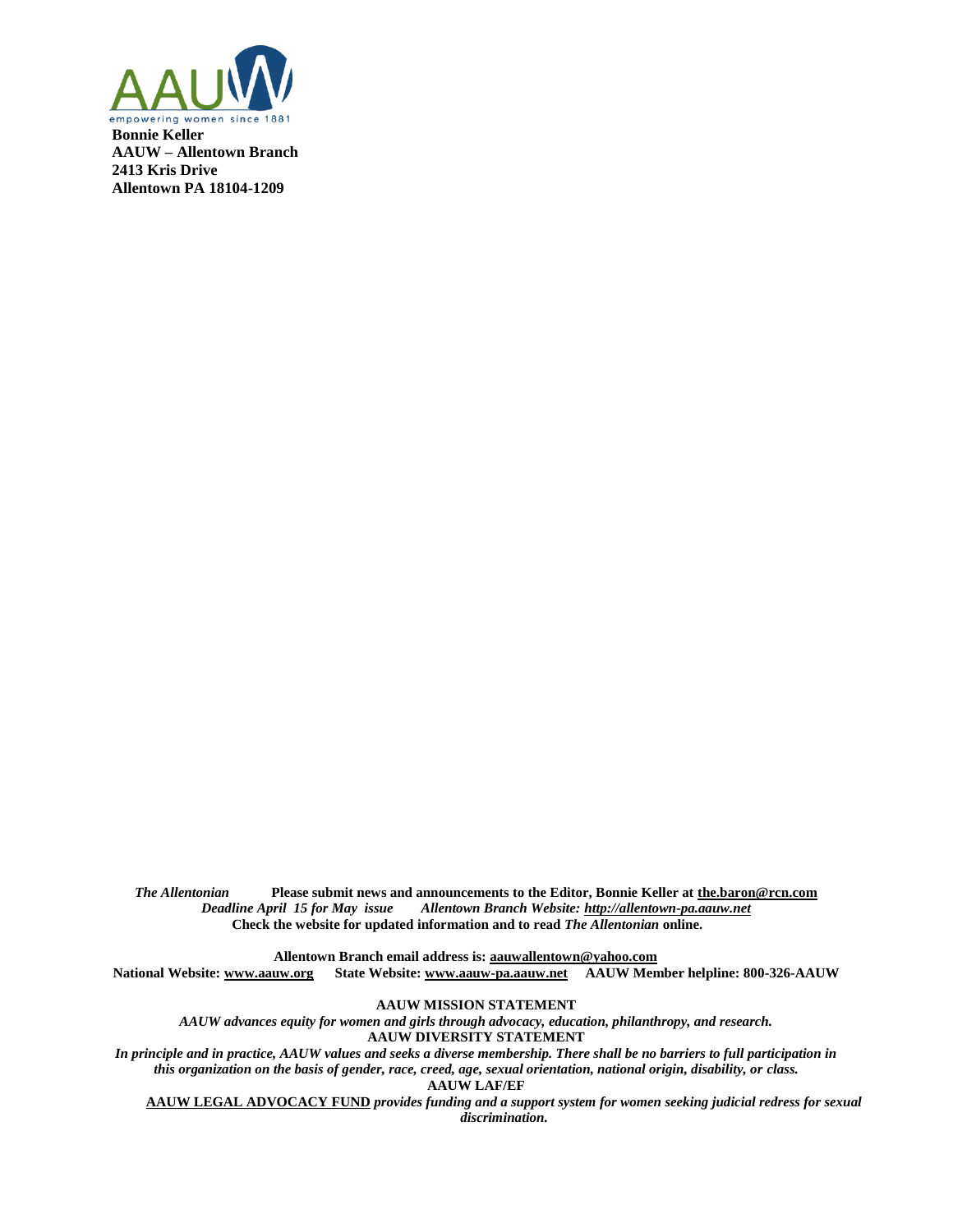**Bonnie Keller**
**AAUW – Allentown Branch**
**2413 Kris Drive**
**Allentown PA 18104-1209**

***The Allentonian*** **Please submit news and announcements to the Editor, Bonnie Keller at the.baron@rcn.com**
***Deadline April 15 for May issue*** ***Allentown Branch Website: http://allentown-pa.aauw.net***
**Check the website for updated information and to read *The Allentonian* online.**

**Allentown Branch email address is: aauwallentown@yahoo.com**
**National Website: www.aauw.org** **State Website: www.aauw-pa.aauw.net** **AAUW Member helpline: 800-326-AAUW**

**AAUW MISSION STATEMENT**
***AAUW advances equity for women and girls through advocacy, education, philanthropy, and research.***

**AAUW DIVERSITY STATEMENT**
***In principle and in practice, AAUW values and seeks a diverse membership. There shall be no barriers to full participation in this organization on the basis of gender, race, creed, age, sexual orientation, national origin, disability, or class.***

**AAUW LAF/EF**
**AAUW LEGAL ADVOCACY FUND** ***provides funding and a support system for women seeking judicial redress for sexual discrimination.***